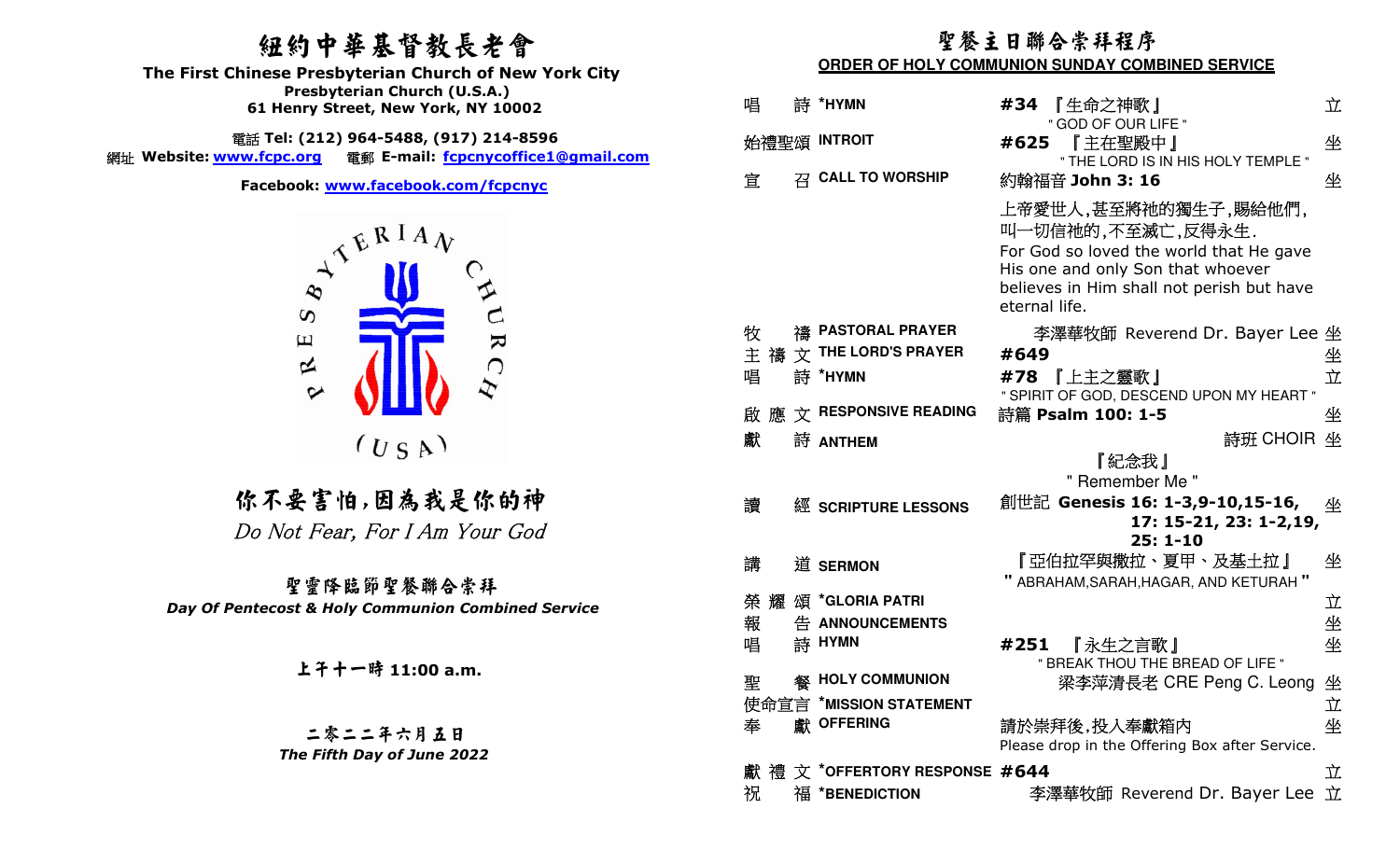# 紐約中華基督教長老會

**The First Chinese Presbyterian Church of New York City**
**Presbyterian Church (U.S.A.)**
**61 Henry Street, New York, NY 10002**

電話 **Tel: (212) 964-5488, (917) 214-8596**
網址 **Website: www.fcpc.org** 電郵 **E-mail: fcpcnycoffice1@gmail.com**
**Facebook: www.facebook.com/fcpcnyc**

PRESBYTERIAN CHURCH (USA)

## 你不要害怕,因為我是你的神
*Do Not Fear, For I Am Your God*

### 聖靈降臨節聖餐聯合崇拜
***Day Of Pentecost & Holy Communion Combined Service***

**上午十一時 11:00 a.m.**

**二零二二年六月五日**
***The Fifth Day of June 2022***

## 聖餐主日聯合崇拜程序
**ORDER OF HOLY COMMUNION SUNDAY COMBINED SERVICE**

| | | | |
|---|---|---|---|
| 唱詩 | *HYMN | **#34** 『生命之神歌』 " GOD OF OUR LIFE " | 立 |
| 始禮聖頌 | INTROIT | **#625** 『主在聖殿中』 " THE LORD IS IN HIS HOLY TEMPLE " | 坐 |
| 宣召 | CALL TO WORSHIP | 約翰福音 **John 3: 16** | 坐 |
| | | 上帝愛世人,甚至將祂的獨生子,賜給他們,叫一切信祂的,不至滅亡,反得永生. For God so loved the world that He gave His one and only Son that whoever believes in Him shall not perish but have eternal life. | |
| 牧禱 | PASTORAL PRAYER | 李澤華牧師 Reverend Dr. Bayer Lee | 坐 |
| 主禱文 | THE LORD'S PRAYER | **#649** | 坐 |
| 唱詩 | *HYMN | **#78** 『上主之靈歌』 " SPIRIT OF GOD, DESCEND UPON MY HEART " | 立 |
| 啟應文 | RESPONSIVE READING | 詩篇 **Psalm 100: 1-5** | 坐 |
| 獻詩 | ANTHEM | 詩班 CHOIR 『紀念我』 " Remember Me " | 坐 |
| 讀經 | SCRIPTURE LESSONS | 創世記 **Genesis 16: 1-3,9-10,15-16, 17: 15-21, 23: 1-2,19, 25: 1-10** | 坐 |
| 講道 | SERMON | 『亞伯拉罕與撒拉、夏甲、及基土拉』 " ABRAHAM,SARAH,HAGAR, AND KETURAH " | 坐 |
| 榮耀頌 | *GLORIA PATRI | | 立 |
| 報告 | ANNOUNCEMENTS | | 坐 |
| 唱詩 | HYMN | **#251** 『永生之言歌』 " BREAK THOU THE BREAD OF LIFE " | 坐 |
| 聖餐 | HOLY COMMUNION | 梁李萍清長老 CRE Peng C. Leong | 坐 |
| 使命宣言 | *MISSION STATEMENT | | 立 |
| 奉獻 | OFFERING | 請於崇拜後,投入奉獻箱內 Please drop in the Offering Box after Service. | 坐 |
| 獻禮文 | *OFFERTORY RESPONSE | **#644** | 立 |
| 祝福 | *BENEDICTION | 李澤華牧師 Reverend Dr. Bayer Lee | 立 |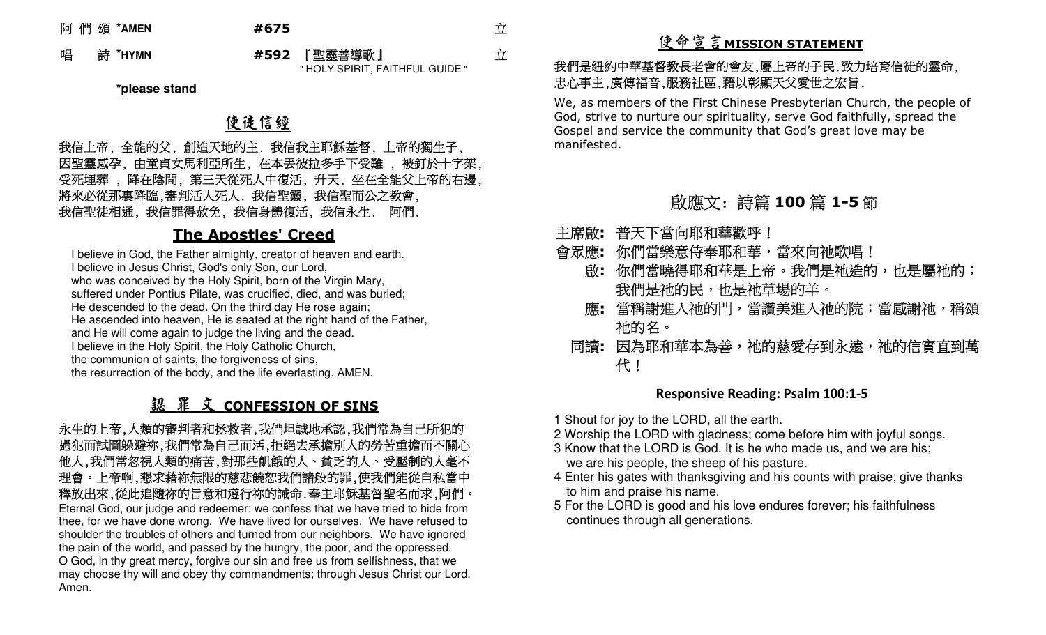阿 們 頌 *AMEN #675 立

唱 詩 *HYMN #592 『聖靈善導歌』 " HOLY SPIRIT, FAITHFUL GUIDE " 立

*please stand

## 使徒信經

我信上帝，全能的父，創造天地的主．我信我主耶穌基督，上帝的獨生子，因聖靈感孕，由童貞女馬利亞所生，在本丟彼拉多手下受難 ，被釘於十字架，受死埋葬 ，降在陰間，第三天從死人中復活，升天，坐在全能父上帝的右邊，將來必從那裏降臨,審判活人死人．我信聖靈，我信聖而公之教會，我信聖徒相通，我信罪得赦免，我信身體復活，我信永生． 阿們．

## The Apostles' Creed

I believe in God, the Father almighty, creator of heaven and earth.
I believe in Jesus Christ, God's only Son, our Lord,
who was conceived by the Holy Spirit, born of the Virgin Mary,
suffered under Pontius Pilate, was crucified, died, and was buried;
He descended to the dead. On the third day He rose again;
He ascended into heaven, He is seated at the right hand of the Father,
and He will come again to judge the living and the dead.
I believe in the Holy Spirit, the Holy Catholic Church,
the communion of saints, the forgiveness of sins,
the resurrection of the body, and the life everlasting. AMEN.

## 認 罪 文 CONFESSION OF SINS

永生的上帝,人類的審判者和拯救者,我們坦誠地承認,我們常為自己所犯的過犯而試圖躲避祢,我們常為自己而活,拒絕去承擔別人的勞苦重擔而不關心他人,我們常忽視人類的痛苦,對那些飢餓的人、貧乏的人、受壓制的人毫不理會。上帝啊,懇求藉祢無限的慈悲饒恕我們諸般的罪,使我們能從自私當中釋放出來,從此追隨祢的旨意和遵行祢的誡命.奉主耶穌基督聖名而求,阿們。

Eternal God, our judge and redeemer: we confess that we have tried to hide from thee, for we have done wrong. We have lived for ourselves. We have refused to shoulder the troubles of others and turned from our neighbors. We have ignored the pain of the world, and passed by the hungry, the poor, and the oppressed. O God, in thy great mercy, forgive our sin and free us from selfishness, that we may choose thy will and obey thy commandments; through Jesus Christ our Lord. Amen.

## 使命宣言 MISSION STATEMENT

我們是紐約中華基督教長老會的會友,屬上帝的子民.致力培育信徒的靈命,忠心事主,廣傳福音,服務社區,藉以彰顯天父愛世之宏旨.

We, as members of the First Chinese Presbyterian Church, the people of God, strive to nurture our spirituality, serve God faithfully, spread the Gospel and service the community that God's great love may be manifested.

## 啟應文：詩篇 100 篇 1-5 節

**主席啟:** 普天下當向耶和華歡呼！

**會眾應:** 你們當樂意侍奉耶和華，當來向祂歌唱！

**啟:** 你們當曉得耶和華是上帝。我們是祂造的，也是屬祂的；我們是祂的民，也是祂草場的羊。

**應:** 當稱謝進入祂的門，當讚美進入祂的院；當感謝祂，稱頌祂的名。

**同讀:** 因為耶和華本為善，祂的慈愛存到永遠，祂的信實直到萬代！

### Responsive Reading: Psalm 100:1-5

1 Shout for joy to the LORD, all the earth.
2 Worship the LORD with gladness; come before him with joyful songs.
3 Know that the LORD is God. It is he who made us, and we are his; we are his people, the sheep of his pasture.
4 Enter his gates with thanksgiving and his counts with praise; give thanks to him and praise his name.
5 For the LORD is good and his love endures forever; his faithfulness continues through all generations.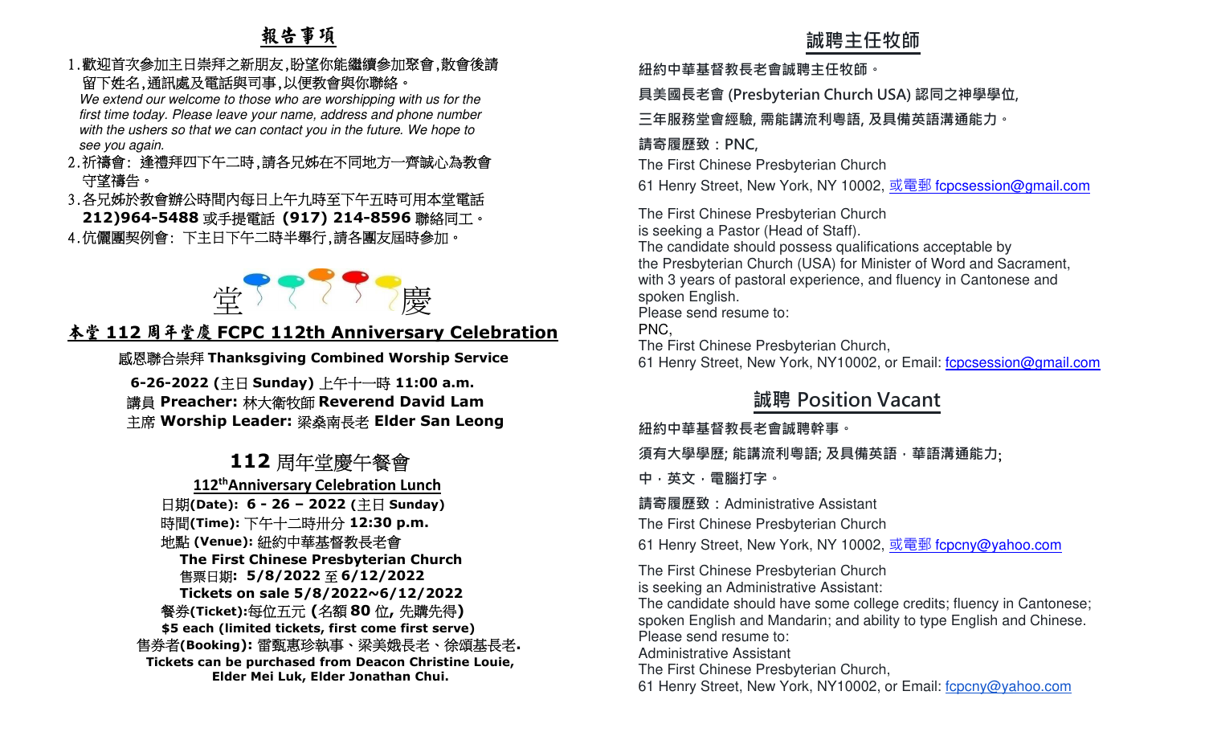## 報告事項

1. 歡迎首次參加主日崇拜之新朋友,盼望你能繼續參加聚會,散會後請留下姓名,通訊處及電話與司事,以便教會與你聯絡。
   *We extend our welcome to those who are worshipping with us for the first time today. Please leave your name, address and phone number with the ushers so that we can contact you in the future. We hope to see you again.*
2. 祈禱會: 逢禮拜四下午二時,請各兄姊在不同地方一齊誠心為教會守望禱告。
3. 各兄姊於教會辦公時間內每日上午九時至下午五時可用本堂電話 **212)964-5488** 或手提電話 **(917) 214-8596** 聯絡同工。
4. 伉儷團契例會: 下主日下午二時半舉行,請各團友屆時參加。

堂慶

## 本堂 112 周年堂慶 FCPC 112th Anniversary Celebration

感恩聯合崇拜 **Thanksgiving Combined Worship Service**

**6-26-2022 (**主日 **Sunday)** 上午十一時 **11:00 a.m.**

講員 **Preacher:** 林大衛牧師 **Reverend David Lam**

主席 **Worship Leader:** 梁燊南長老 **Elder San Leong**

## 112 周年堂慶午餐會

**112th Anniversary Celebration Lunch**

日期**(Date): 6 - 26 – 2022 (**主日 **Sunday)**

時間**(Time):** 下午十二時卅分 **12:30 p.m.**

地點 **(Venue):** 紐約中華基督教長老會

**The First Chinese Presbyterian Church**

售票日期**: 5/8/2022** 至 **6/12/2022**

**Tickets on sale 5/8/2022~6/12/2022**

餐券**(Ticket):**每位五元 **(**名額 **80** 位**,** 先購先得**)**

**$5 each (limited tickets, first come first serve)**

售券者**(Booking):** 雷甄惠珍執事、梁美娥長老、徐頌基長老**.**

**Tickets can be purchased from Deacon Christine Louie, Elder Mei Luk, Elder Jonathan Chui.**

## 誠聘主任牧師

紐約中華基督教長老會誠聘主任牧師。

具美國長老會 (Presbyterian Church USA) 認同之神學學位,

三年服務堂會經驗, 需能講流利粵語, 及具備英語溝通能力。

請寄履歷致：PNC,

The First Chinese Presbyterian Church

61 Henry Street, New York, NY 10002, 或電郵 fcpcsession@gmail.com

The First Chinese Presbyterian Church is seeking a Pastor (Head of Staff). The candidate should possess qualifications acceptable by the Presbyterian Church (USA) for Minister of Word and Sacrament, with 3 years of pastoral experience, and fluency in Cantonese and spoken English.
Please send resume to:
PNC,
The First Chinese Presbyterian Church,
61 Henry Street, New York, NY10002, or Email: fcpcsession@gmail.com

## 誠聘 Position Vacant

紐約中華基督教長老會誠聘幹事。

須有大學學歷; 能講流利粵語; 及具備英語，華語溝通能力;

中，英文，電腦打字。

請寄履歷致：Administrative Assistant

The First Chinese Presbyterian Church

61 Henry Street, New York, NY 10002, 或電郵 fcpcny@yahoo.com

The First Chinese Presbyterian Church is seeking an Administrative Assistant:
The candidate should have some college credits; fluency in Cantonese; spoken English and Mandarin; and ability to type English and Chinese.
Please send resume to:
Administrative Assistant
The First Chinese Presbyterian Church,
61 Henry Street, New York, NY10002, or Email: fcpcny@yahoo.com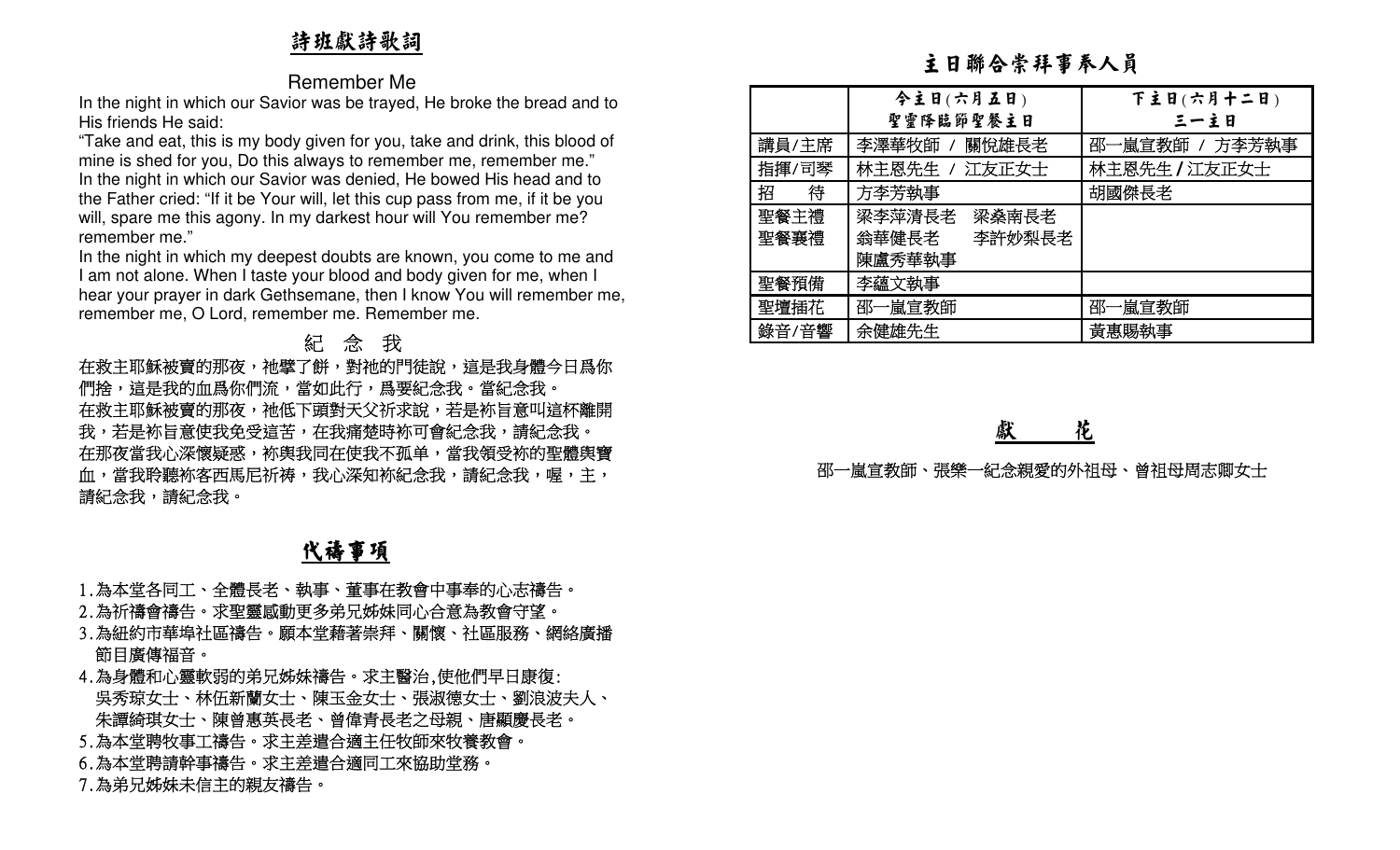## 詩班獻詩歌詞

### Remember Me

In the night in which our Savior was be trayed, He broke the bread and to His friends He said:
“Take and eat, this is my body given for you, take and drink, this blood of mine is shed for you, Do this always to remember me, remember me.”
In the night in which our Savior was denied, He bowed His head and to the Father cried: “If it be Your will, let this cup pass from me, if it be you will, spare me this agony. In my darkest hour will You remember me? remember me.”
In the night in which my deepest doubts are known, you come to me and I am not alone. When I taste your blood and body given for me, when I hear your prayer in dark Gethsemane, then I know You will remember me, remember me, O Lord, remember me. Remember me.

### 紀 念 我

在救主耶穌被賣的那夜，祂擘了餅，對祂的門徒說，這是我身體今日爲你們捨，這是我的血爲你們流，當如此行，爲要紀念我。當紀念我。
在救主耶穌被賣的那夜，祂低下頭對天父祈求說，若是祢旨意叫這杯離開我，若是祢旨意使我免受這苦，在我痛楚時祢可會紀念我，請紀念我。
在那夜當我心深懷疑惑，祢與我同在使我不孤单，當我領受祢的聖體與寶血，當我聆聽祢客西馬尼祈祷，我心深知祢紀念我，請紀念我，喔，主，請紀念我，請紀念我。

## 代禱事項

1. 為本堂各同工、全體長老、執事、董事在教會中事奉的心志禱告。
2. 為祈禱會禱告。求聖靈感動更多弟兄姊妹同心合意為教會守望。
3. 為紐約市華埠社區禱告。願本堂藉著崇拜、關懷、社區服務、網絡廣播節目廣傳福音。
4. 為身體和心靈軟弱的弟兄姊妹禱告。求主醫治,使他們早日康復:
   吳秀瓊女士、林伍新蘭女士、陳玉金女士、張淑德女士、劉浪波夫人、朱譚綺琪女士、陳曾惠英長老、曾偉青長老之母親、唐顯慶長老。
5. 為本堂聘牧事工禱告。求主差遣合適主任牧師來牧養教會。
6. 為本堂聘請幹事禱告。求主差遣合適同工來協助堂務。
7. 為弟兄姊妹未信主的親友禱告。

## 主日聯合崇拜事奉人員

| | 今主日(六月五日)<br>聖靈降臨節聖餐主日 | 下主日(六月十二日)<br>三一主日 |
|---|---|---|
| 講員/主席 | 李澤華牧師 / 關悅雄長老 | 邵一嵐宣教師 / 方李芳執事 |
| 指揮/司琴 | 林主恩先生 / 江友正女士 | 林主恩先生 / 江友正女士 |
| 招　待 | 方李芳執事 | 胡國傑長老 |
| 聖餐主禮<br>聖餐襄禮 | 梁李萍清長老　梁燊南長老<br>翁華健長老　李許妙梨長老<br>陳盧秀華執事 | |
| 聖餐預備 | 李蘊文執事 | |
| 聖壇插花 | 邵一嵐宣教師 | 邵一嵐宣教師 |
| 錄音/音響 | 余健雄先生 | 黃惠賜執事 |

## 獻　花

邵一嵐宣教師、張樂一紀念親愛的外祖母、曾祖母周志卿女士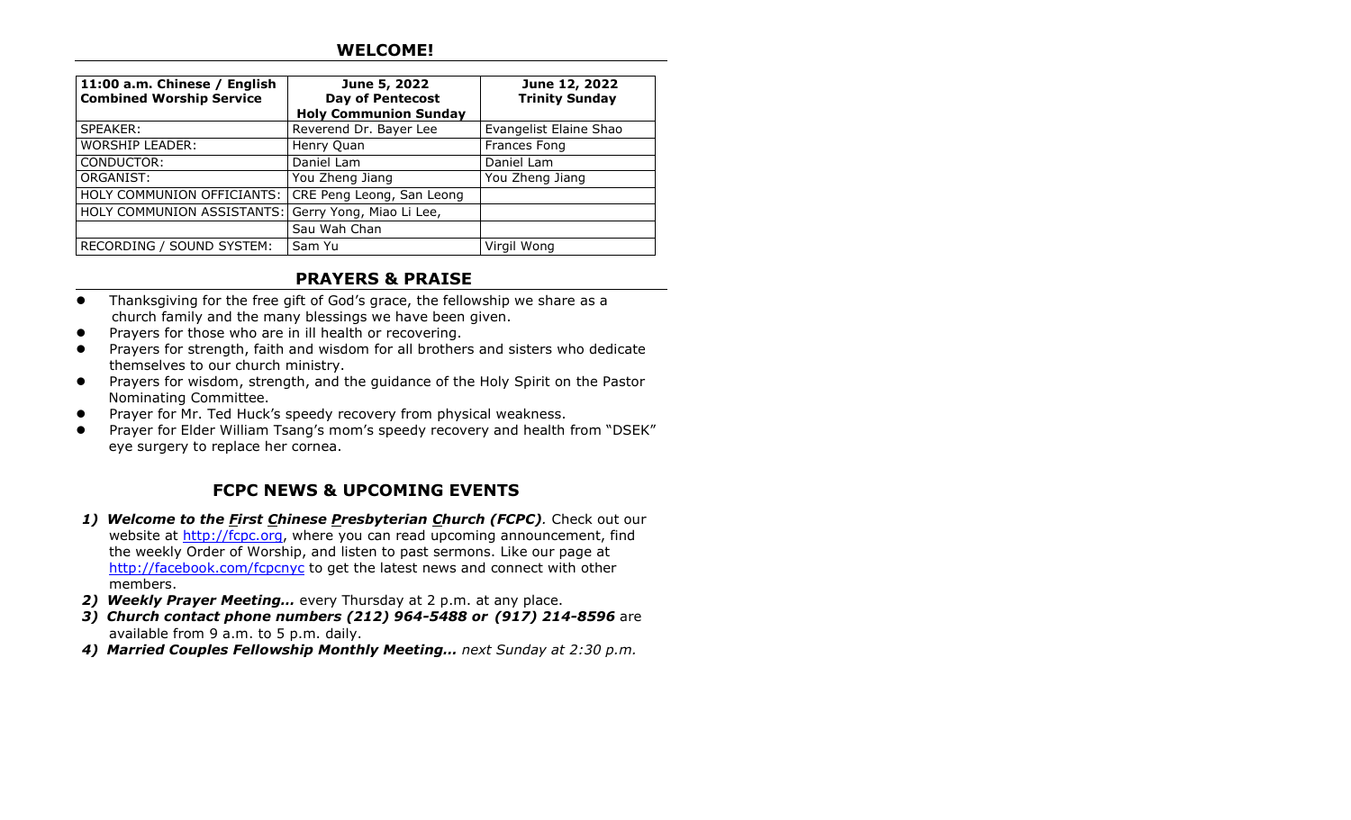## WELCOME!

| 11:00 a.m. Chinese / English Combined Worship Service | June 5, 2022 **Day of Pentecost** **Holy Communion Sunday** | June 12, 2022 **Trinity Sunday** |
|---|---|---|
| SPEAKER: | Reverend Dr. Bayer Lee | Evangelist Elaine Shao |
| WORSHIP LEADER: | Henry Quan | Frances Fong |
| CONDUCTOR: | Daniel Lam | Daniel Lam |
| ORGANIST: | You Zheng Jiang | You Zheng Jiang |
| HOLY COMMUNION OFFICIANTS: | CRE Peng Leong, San Leong | |
| HOLY COMMUNION ASSISTANTS: | Gerry Yong, Miao Li Lee, | |
| | Sau Wah Chan | |
| RECORDING / SOUND SYSTEM: | Sam Yu | Virgil Wong |

## PRAYERS & PRAISE

- Thanksgiving for the free gift of God's grace, the fellowship we share as a church family and the many blessings we have been given.
- Prayers for those who are in ill health or recovering.
- Prayers for strength, faith and wisdom for all brothers and sisters who dedicate themselves to our church ministry.
- Prayers for wisdom, strength, and the guidance of the Holy Spirit on the Pastor Nominating Committee.
- Prayer for Mr. Ted Huck's speedy recovery from physical weakness.
- Prayer for Elder William Tsang's mom's speedy recovery and health from "DSEK" eye surgery to replace her cornea.

## FCPC NEWS & UPCOMING EVENTS

1) ***Welcome to the First Chinese Presbyterian Church (FCPC)***. Check out our website at http://fcpc.org, where you can read upcoming announcement, find the weekly Order of Worship, and listen to past sermons. Like our page at http://facebook.com/fcpcnyc to get the latest news and connect with other members.
2) ***Weekly Prayer Meeting…*** every Thursday at 2 p.m. at any place.
3) ***Church contact phone numbers (212) 964-5488 or (917) 214-8596*** are available from 9 a.m. to 5 p.m. daily.
4) ***Married Couples Fellowship Monthly Meeting…*** *next Sunday at 2:30 p.m.*